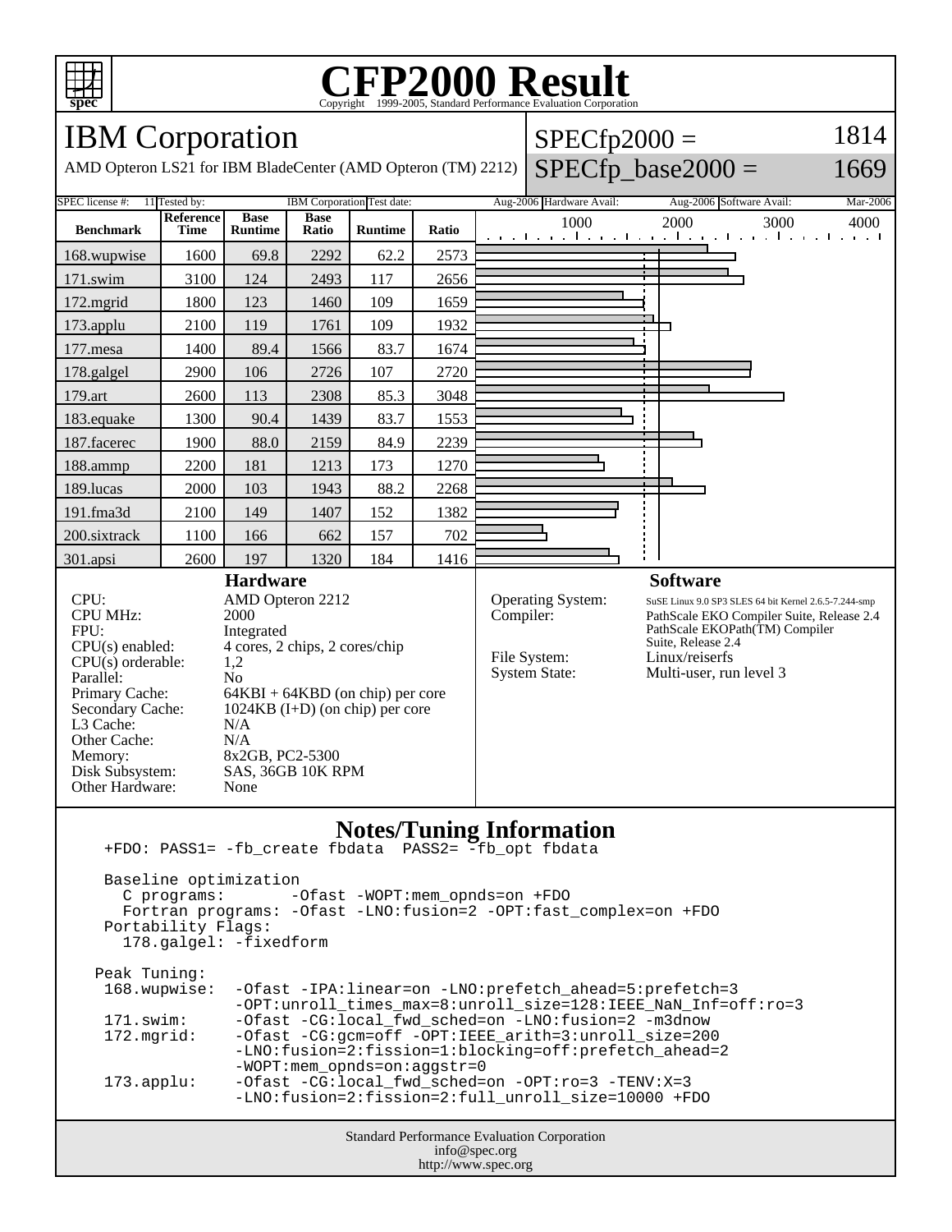# CFP2000 Result

Copyright 1999-2005, Standard Performance Evaluation Corporation

## IBM Corporation

AMD Opteron LS21 for IBM BladeCenter (AMD Opteron (TM) 2212)

SPECfp2000 = 1814

SPECfp_base2000 = 1669

SPEC license #: 11 | Tested by: IBM Corporation | Test date: Aug-2006 | Hardware Avail: Aug-2006 | Software Avail: Mar-2006

| Benchmark | Reference Time | Base Runtime | Base Ratio | Runtime | Ratio |
|---|---|---|---|---|---|
| 168.wupwise | 1600 | 69.8 | 2292 | 62.2 | 2573 |
| 171.swim | 3100 | 124 | 2493 | 117 | 2656 |
| 172.mgrid | 1800 | 123 | 1460 | 109 | 1659 |
| 173.applu | 2100 | 119 | 1761 | 109 | 1932 |
| 177.mesa | 1400 | 89.4 | 1566 | 83.7 | 1674 |
| 178.galgel | 2900 | 106 | 2726 | 107 | 2720 |
| 179.art | 2600 | 113 | 2308 | 85.3 | 3048 |
| 183.equake | 1300 | 90.4 | 1439 | 83.7 | 1553 |
| 187.facerec | 1900 | 88.0 | 2159 | 84.9 | 2239 |
| 188.ammp | 2200 | 181 | 1213 | 173 | 1270 |
| 189.lucas | 2000 | 103 | 1943 | 88.2 | 2268 |
| 191.fma3d | 2100 | 149 | 1407 | 152 | 1382 |
| 200.sixtrack | 1100 | 166 | 662 | 157 | 702 |
| 301.apsi | 2600 | 197 | 1320 | 184 | 1416 |

### Hardware

| | |
|---|---|
| CPU: | AMD Opteron 2212 |
| CPU MHz: | 2000 |
| FPU: | Integrated |
| CPU(s) enabled: | 4 cores, 2 chips, 2 cores/chip |
| CPU(s) orderable: | 1,2 |
| Parallel: | No |
| Primary Cache: | 64KBI + 64KBD (on chip) per core |
| Secondary Cache: | 1024KB (I+D) (on chip) per core |
| L3 Cache: | N/A |
| Other Cache: | N/A |
| Memory: | 8x2GB, PC2-5300 |
| Disk Subsystem: | SAS, 36GB 10K RPM |
| Other Hardware: | None |

### Software

| | |
|---|---|
| Operating System: | SuSE Linux 9.0 SP3 SLES 64 bit Kernel 2.6.5-7.244-smp |
| Compiler: | PathScale EKO Compiler Suite, Release 2.4 PathScale EKOPath(TM) Compiler Suite, Release 2.4 |
| File System: | Linux/reiserfs |
| System State: | Multi-user, run level 3 |

### Notes/Tuning Information

```
+FDO: PASS1= -fb_create fbdata  PASS2= -fb_opt fbdata

Baseline optimization
  C programs:       -Ofast -WOPT:mem_opnds=on +FDO
  Fortran programs: -Ofast -LNO:fusion=2 -OPT:fast_complex=on +FDO
Portability Flags:
  178.galgel: -fixedform

Peak Tuning:
 168.wupwise:  -Ofast -IPA:linear=on -LNO:prefetch_ahead=5:prefetch=3
               -OPT:unroll_times_max=8:unroll_size=128:IEEE_NaN_Inf=off:ro=3
 171.swim:     -Ofast -CG:local_fwd_sched=on -LNO:fusion=2 -m3dnow
 172.mgrid:    -Ofast -CG:gcm=off -OPT:IEEE_arith=3:unroll_size=200
               -LNO:fusion=2:fission=1:blocking=off:prefetch_ahead=2
               -WOPT:mem_opnds=on:aggstr=0
 173.applu:    -Ofast -CG:local_fwd_sched=on -OPT:ro=3 -TENV:X=3
               -LNO:fusion=2:fission=2:full_unroll_size=10000 +FDO
```

Standard Performance Evaluation Corporation
info@spec.org
http://www.spec.org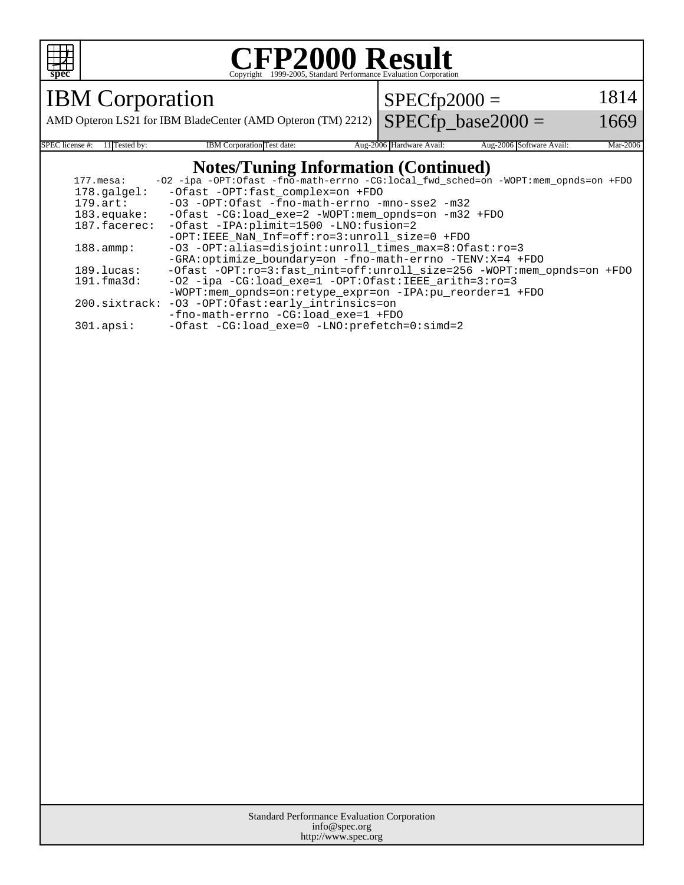# CFP2000 Result

Copyright 1999-2005, Standard Performance Evaluation Corporation

## IBM Corporation

AMD Opteron LS21 for IBM BladeCenter (AMD Opteron (TM) 2212)

SPECfp2000 = 1814

SPECfp_base2000 = 1669

| SPEC license #: | 11 | Tested by: | IBM Corporation | Test date: | Aug-2006 | Hardware Avail: | Aug-2006 | Software Avail: | Mar-2006 |
|---|---|---|---|---|---|---|---|---|---|

### Notes/Tuning Information (Continued)

```
   177.mesa:     -O2 -ipa -OPT:Ofast -fno-math-errno -CG:local_fwd_sched=on -WOPT:mem_opnds=on +FDO
   178.galgel:   -Ofast -OPT:fast_complex=on +FDO
   179.art:      -O3 -OPT:Ofast -fno-math-errno -mno-sse2 -m32
   183.equake:   -Ofast -CG:load_exe=2 -WOPT:mem_opnds=on -m32 +FDO
   187.facerec:  -Ofast -IPA:plimit=1500 -LNO:fusion=2
                 -OPT:IEEE_NaN_Inf=off:ro=3:unroll_size=0 +FDO
   188.ammp:     -O3 -OPT:alias=disjoint:unroll_times_max=8:Ofast:ro=3
                 -GRA:optimize_boundary=on -fno-math-errno -TENV:X=4 +FDO
   189.lucas:    -Ofast -OPT:ro=3:fast_nint=off:unroll_size=256 -WOPT:mem_opnds=on +FDO
   191.fma3d:    -O2 -ipa -CG:load_exe=1 -OPT:Ofast:IEEE_arith=3:ro=3
                 -WOPT:mem_opnds=on:retype_expr=on -IPA:pu_reorder=1 +FDO
   200.sixtrack: -O3 -OPT:Ofast:early_intrinsics=on
                 -fno-math-errno -CG:load_exe=1 +FDO
   301.apsi:     -Ofast -CG:load_exe=0 -LNO:prefetch=0:simd=2
```

Standard Performance Evaluation Corporation
info@spec.org
http://www.spec.org